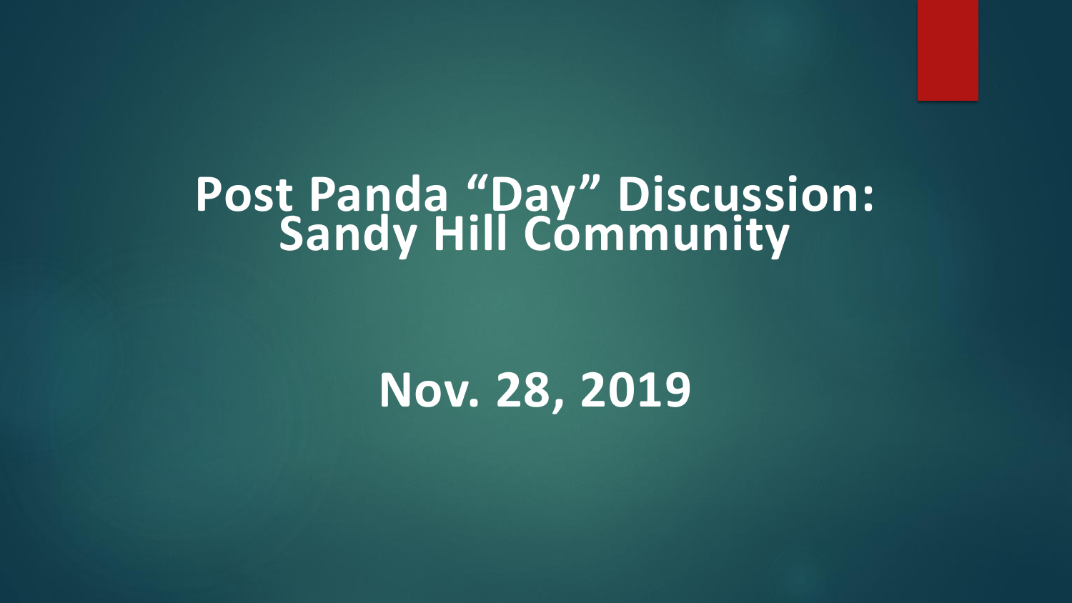# Post Panda “Day” Discussion: Sandy Hill Community

## Nov. 28, 2019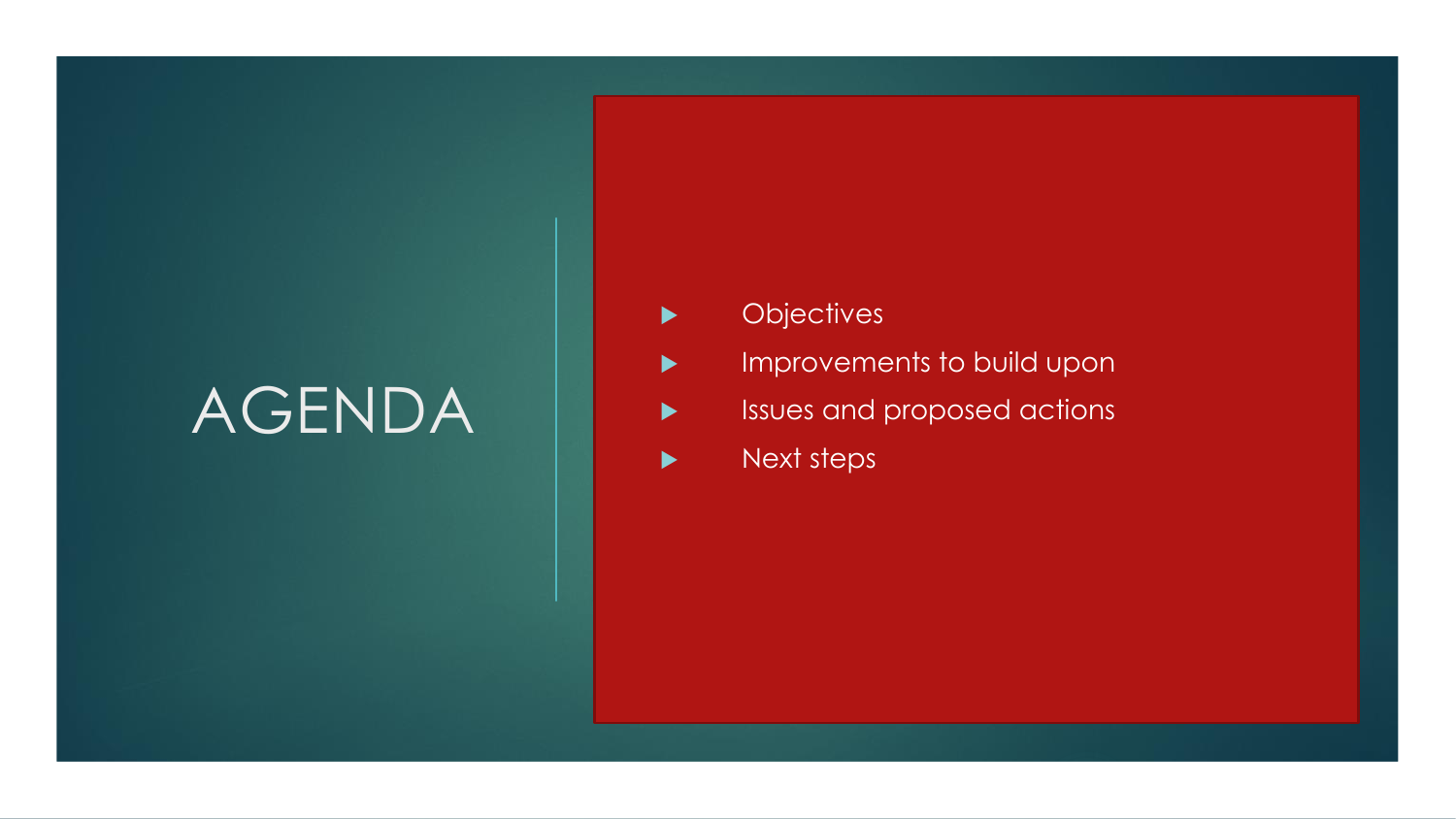# AGENDA

- Objectives
- Improvements to build upon
- Issues and proposed actions
- Next steps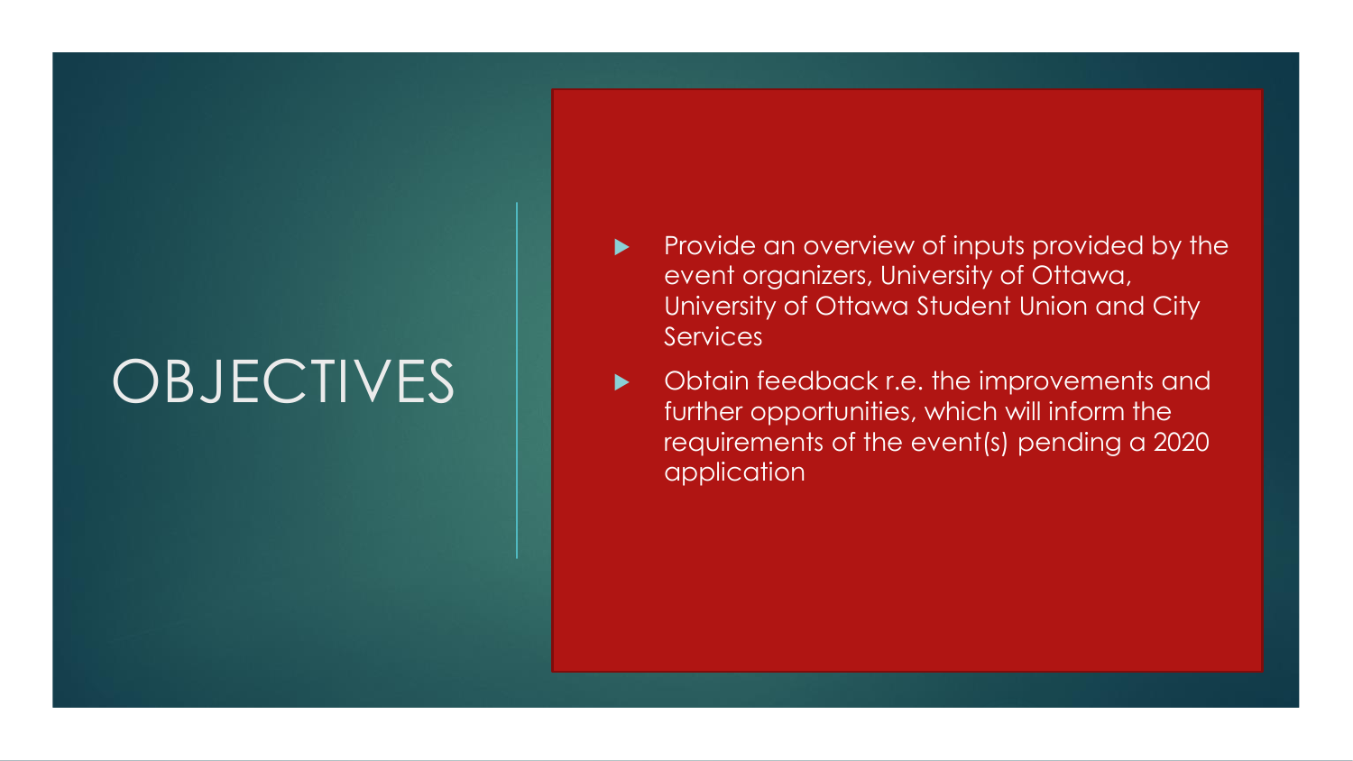# OBJECTIVES

- Provide an overview of inputs provided by the event organizers, University of Ottawa, University of Ottawa Student Union and City Services
- Obtain feedback r.e. the improvements and further opportunities, which will inform the requirements of the event(s) pending a 2020 application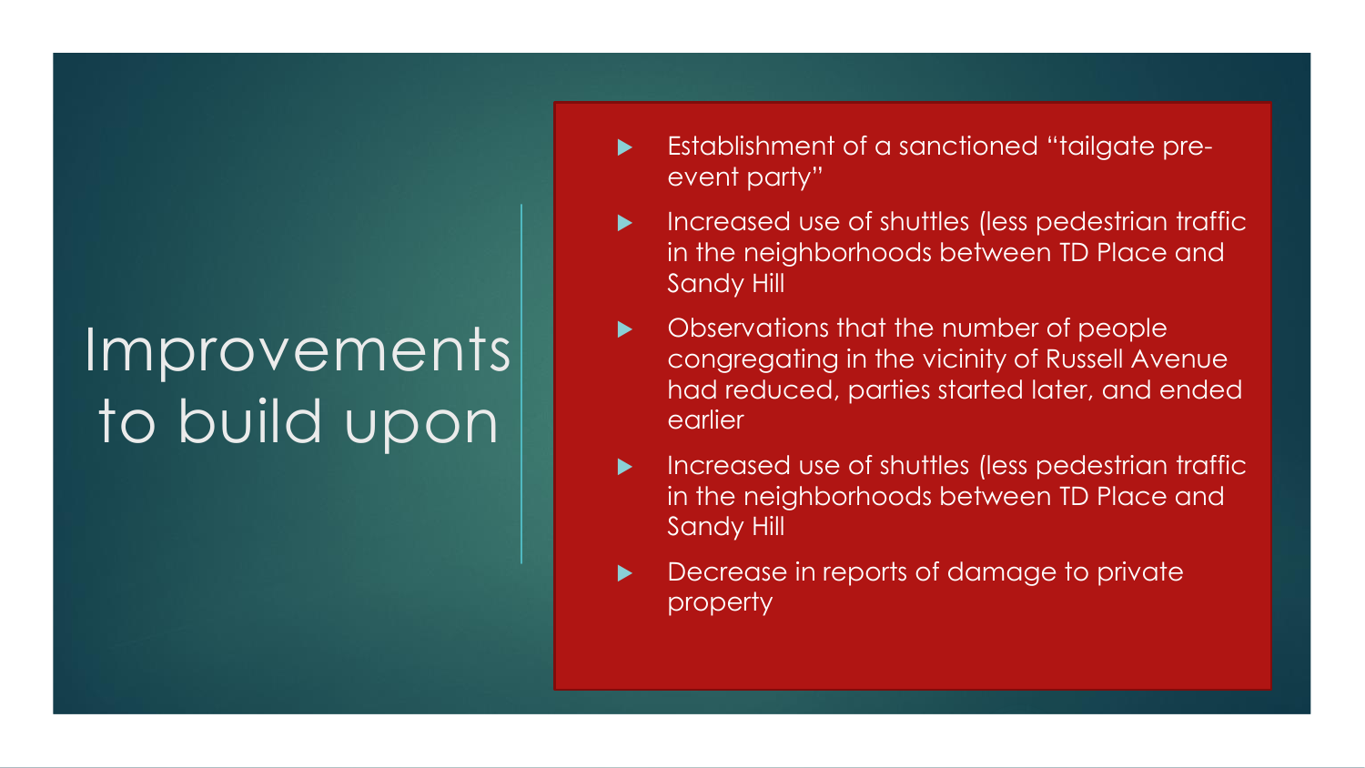# Improvements to build upon

- Establishment of a sanctioned "tailgate pre-event party"
- Increased use of shuttles (less pedestrian traffic in the neighborhoods between TD Place and Sandy Hill
- Observations that the number of people congregating in the vicinity of Russell Avenue had reduced, parties started later, and ended earlier
- Increased use of shuttles (less pedestrian traffic in the neighborhoods between TD Place and Sandy Hill
- Decrease in reports of damage to private property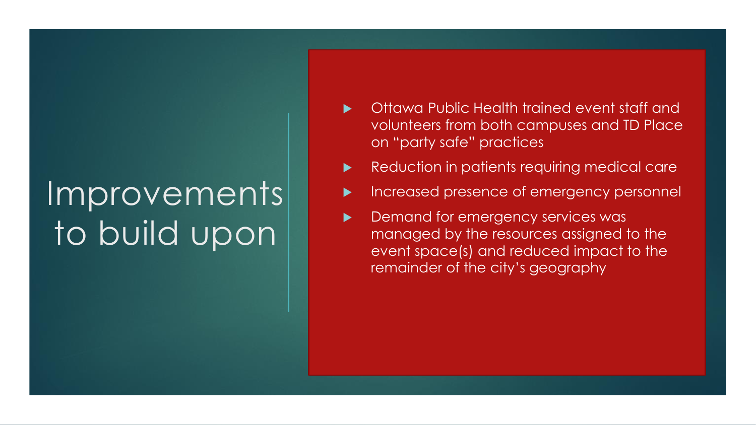# Improvements to build upon

- Ottawa Public Health trained event staff and volunteers from both campuses and TD Place on “party safe” practices
- Reduction in patients requiring medical care
- Increased presence of emergency personnel
- Demand for emergency services was managed by the resources assigned to the event space(s) and reduced impact to the remainder of the city’s geography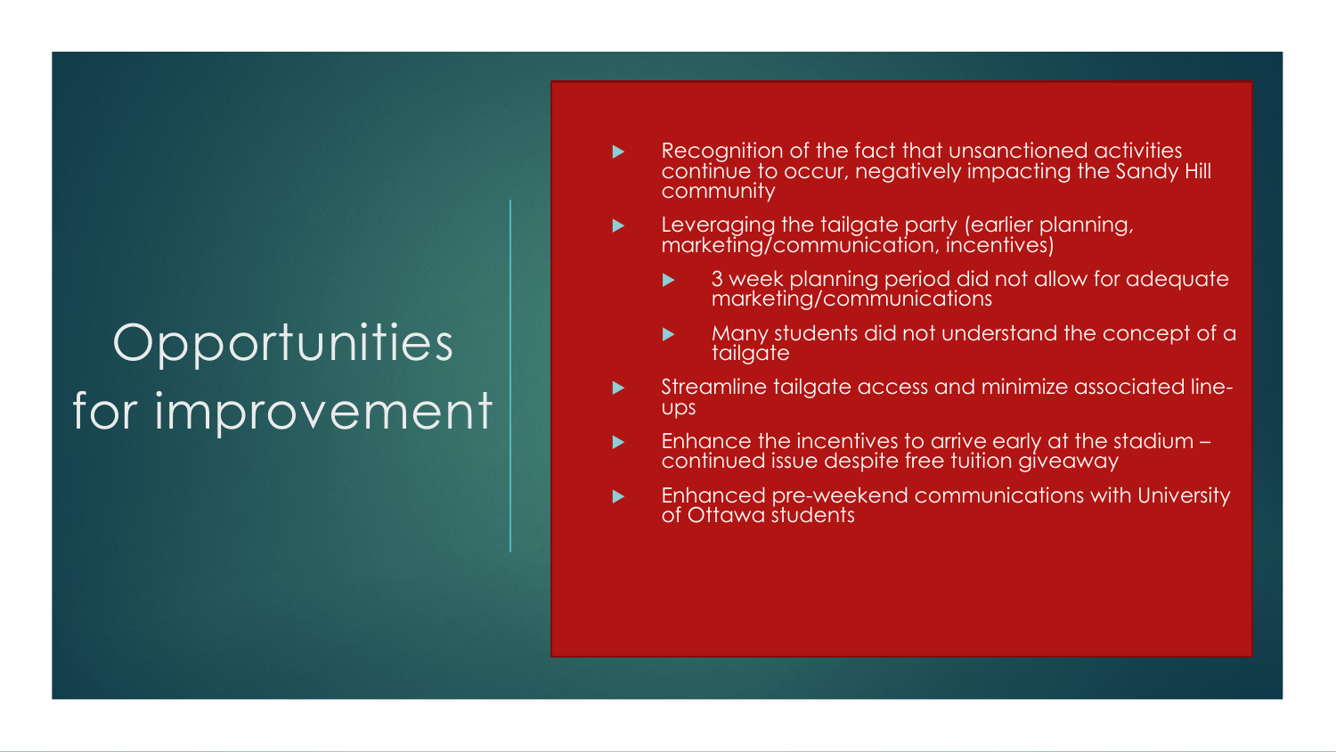# Opportunities for improvement

- Recognition of the fact that unsanctioned activities continue to occur, negatively impacting the Sandy Hill community
- Leveraging the tailgate party (earlier planning, marketing/communication, incentives)
  - 3 week planning period did not allow for adequate marketing/communications
  - Many students did not understand the concept of a tailgate
- Streamline tailgate access and minimize associated line-ups
- Enhance the incentives to arrive early at the stadium – continued issue despite free tuition giveaway
- Enhanced pre-weekend communications with University of Ottawa students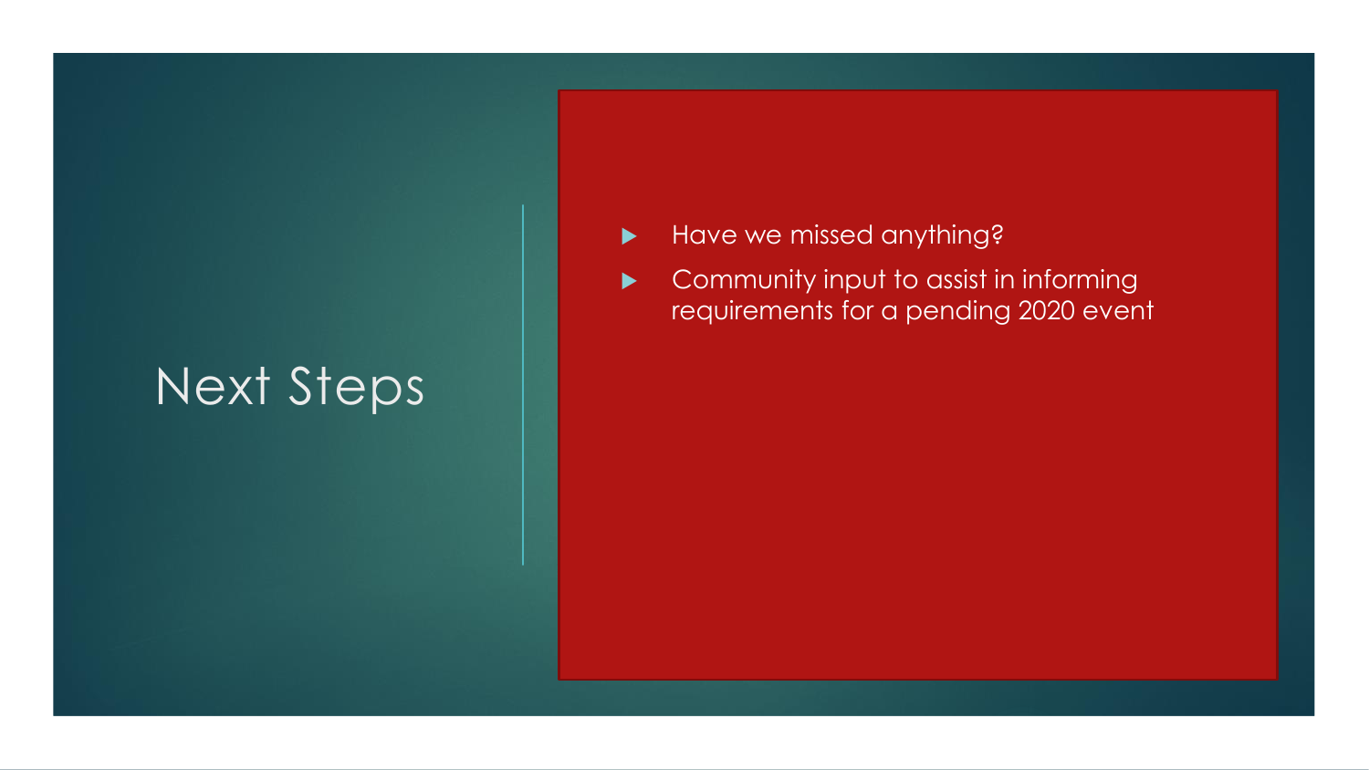# Next Steps

- Have we missed anything?
- Community input to assist in informing requirements for a pending 2020 event